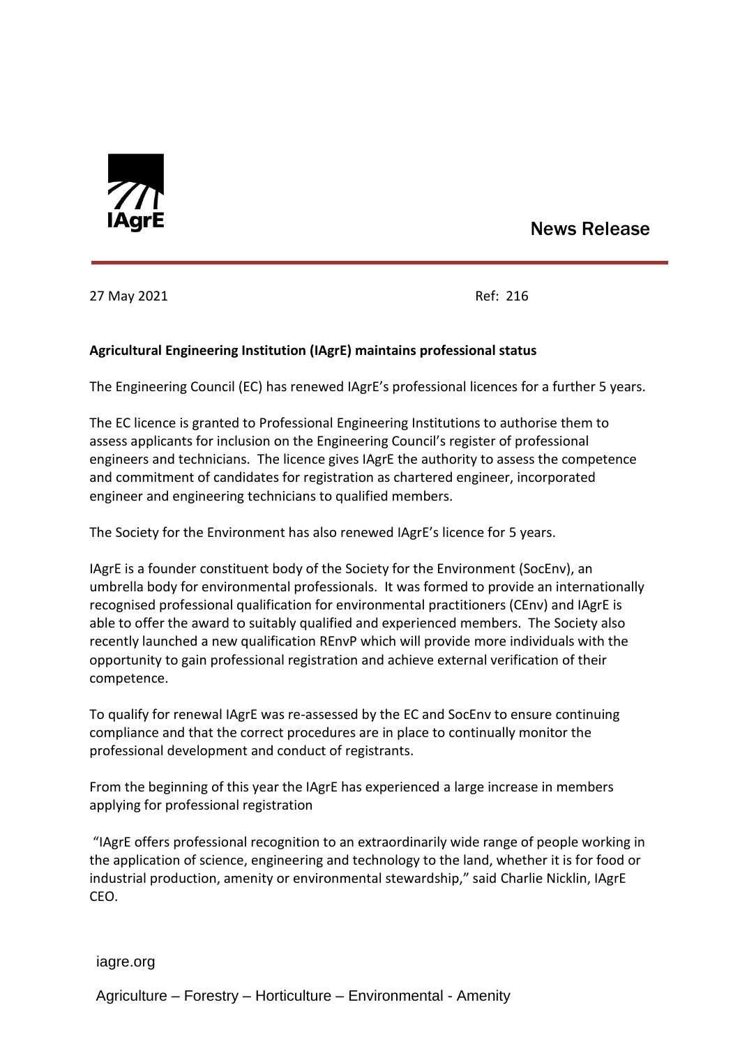IAgrE

News Release

27 May 2021 Ref: 216

**Agricultural Engineering Institution (IAgrE) maintains professional status**

The Engineering Council (EC) has renewed IAgrE's professional licences for a further 5 years.

The EC licence is granted to Professional Engineering Institutions to authorise them to assess applicants for inclusion on the Engineering Council's register of professional engineers and technicians. The licence gives IAgrE the authority to assess the competence and commitment of candidates for registration as chartered engineer, incorporated engineer and engineering technicians to qualified members.

The Society for the Environment has also renewed IAgrE's licence for 5 years.

IAgrE is a founder constituent body of the Society for the Environment (SocEnv), an umbrella body for environmental professionals. It was formed to provide an internationally recognised professional qualification for environmental practitioners (CEnv) and IAgrE is able to offer the award to suitably qualified and experienced members. The Society also recently launched a new qualification REnvP which will provide more individuals with the opportunity to gain professional registration and achieve external verification of their competence.

To qualify for renewal IAgrE was re-assessed by the EC and SocEnv to ensure continuing compliance and that the correct procedures are in place to continually monitor the professional development and conduct of registrants.

From the beginning of this year the IAgrE has experienced a large increase in members applying for professional registration

"IAgrE offers professional recognition to an extraordinarily wide range of people working in the application of science, engineering and technology to the land, whether it is for food or industrial production, amenity or environmental stewardship," said Charlie Nicklin, IAgrE CEO.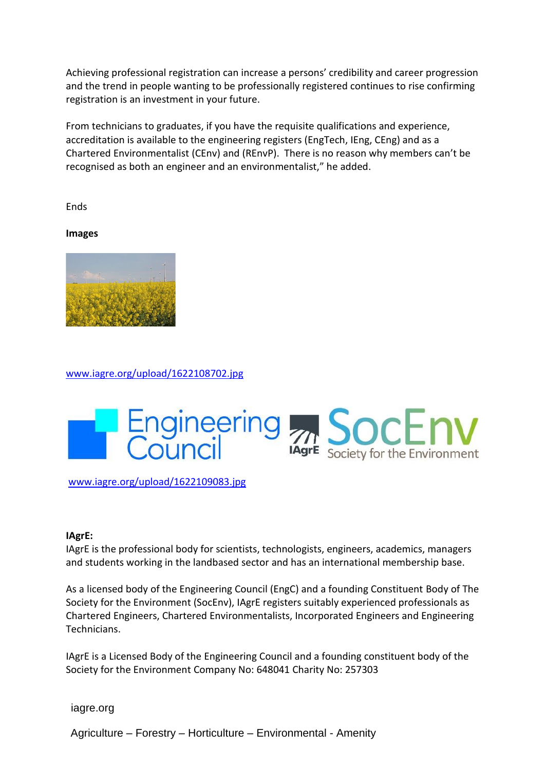Achieving professional registration can increase a persons' credibility and career progression and the trend in people wanting to be professionally registered continues to rise confirming registration is an investment in your future.

From technicians to graduates, if you have the requisite qualifications and experience, accreditation is available to the engineering registers (EngTech, IEng, CEng) and as a Chartered Environmentalist (CEnv) and (REnvP). There is no reason why members can't be recognised as both an engineer and an environmentalist," he added.

Ends

**Images**

www.iagre.org/upload/1622108702.jpg

www.iagre.org/upload/1622109083.jpg

**IAgrE:**

IAgrE is the professional body for scientists, technologists, engineers, academics, managers and students working in the landbased sector and has an international membership base.

As a licensed body of the Engineering Council (EngC) and a founding Constituent Body of The Society for the Environment (SocEnv), IAgrE registers suitably experienced professionals as Chartered Engineers, Chartered Environmentalists, Incorporated Engineers and Engineering Technicians.

IAgrE is a Licensed Body of the Engineering Council and a founding constituent body of the Society for the Environment Company No: 648041 Charity No: 257303

iagre.org

Agriculture – Forestry – Horticulture – Environmental - Amenity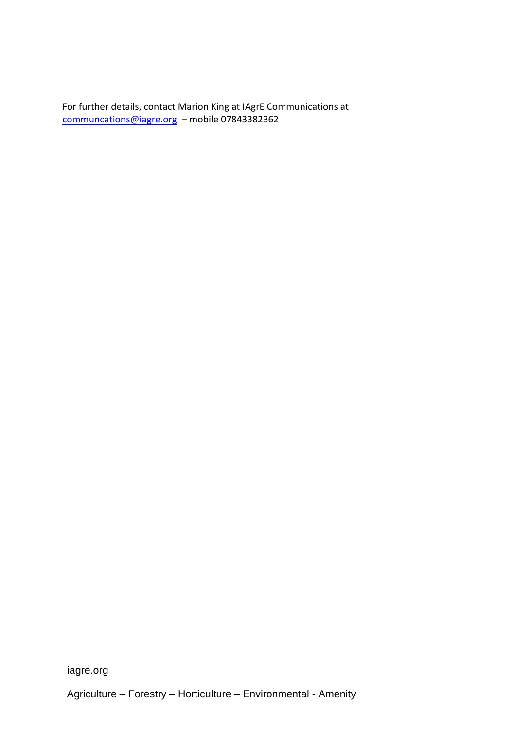For further details, contact Marion King at IAgrE Communications at communcations@iagre.org – mobile 07843382362

iagre.org

Agriculture – Forestry – Horticulture – Environmental - Amenity